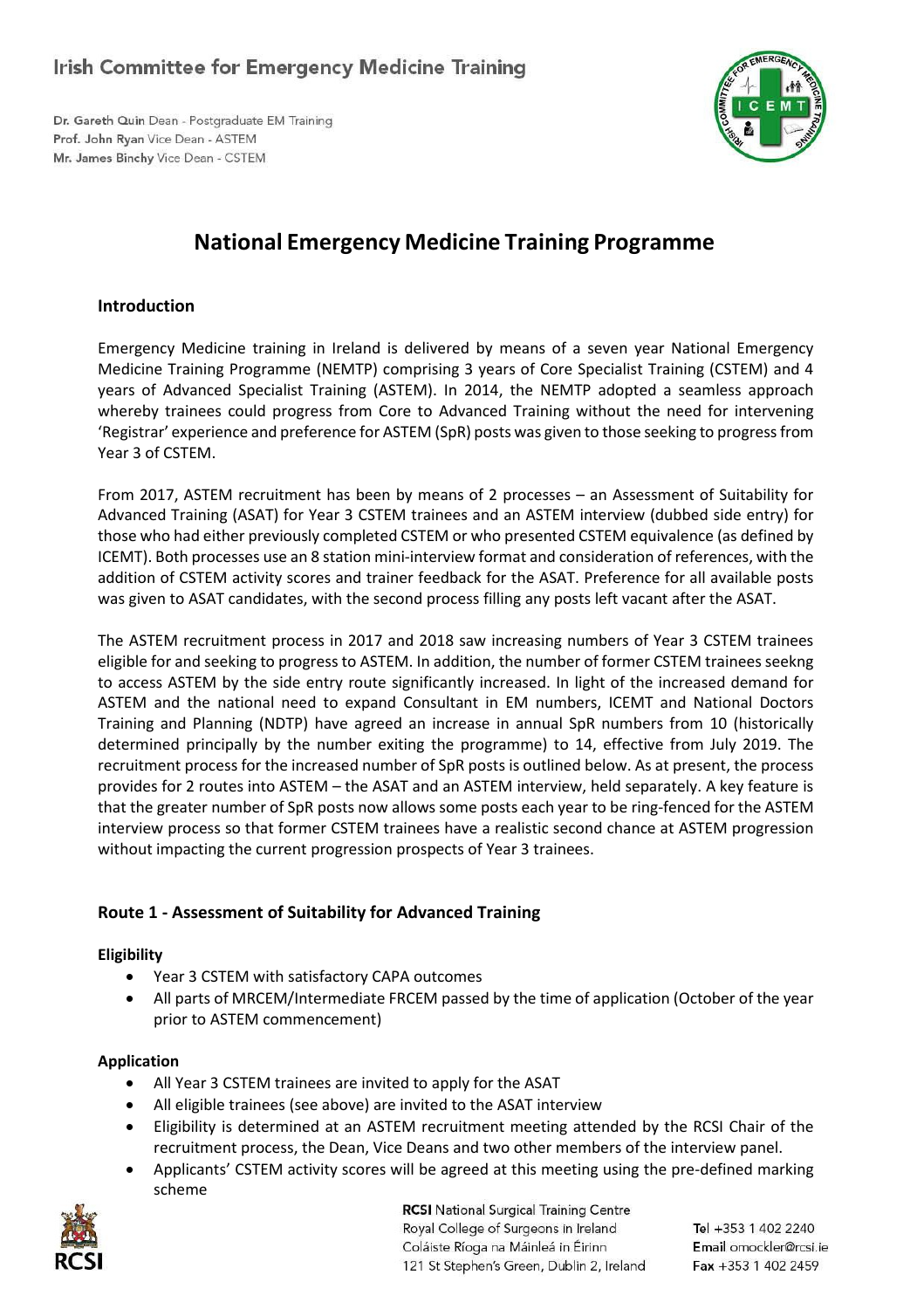# Irish Committee for Emergency Medicine Training

Dr. Gareth Quin Dean - Postgraduate EM Training
Prof. John Ryan Vice Dean - ASTEM
Mr. James Binchy Vice Dean - CSTEM

## National Emergency Medicine Training Programme

### Introduction

Emergency Medicine training in Ireland is delivered by means of a seven year National Emergency Medicine Training Programme (NEMTP) comprising 3 years of Core Specialist Training (CSTEM) and 4 years of Advanced Specialist Training (ASTEM). In 2014, the NEMTP adopted a seamless approach whereby trainees could progress from Core to Advanced Training without the need for intervening 'Registrar' experience and preference for ASTEM (SpR) posts was given to those seeking to progress from Year 3 of CSTEM.

From 2017, ASTEM recruitment has been by means of 2 processes – an Assessment of Suitability for Advanced Training (ASAT) for Year 3 CSTEM trainees and an ASTEM interview (dubbed side entry) for those who had either previously completed CSTEM or who presented CSTEM equivalence (as defined by ICEMT). Both processes use an 8 station mini-interview format and consideration of references, with the addition of CSTEM activity scores and trainer feedback for the ASAT. Preference for all available posts was given to ASAT candidates, with the second process filling any posts left vacant after the ASAT.

The ASTEM recruitment process in 2017 and 2018 saw increasing numbers of Year 3 CSTEM trainees eligible for and seeking to progress to ASTEM. In addition, the number of former CSTEM trainees seekng to access ASTEM by the side entry route significantly increased. In light of the increased demand for ASTEM and the national need to expand Consultant in EM numbers, ICEMT and National Doctors Training and Planning (NDTP) have agreed an increase in annual SpR numbers from 10 (historically determined principally by the number exiting the programme) to 14, effective from July 2019. The recruitment process for the increased number of SpR posts is outlined below. As at present, the process provides for 2 routes into ASTEM – the ASAT and an ASTEM interview, held separately. A key feature is that the greater number of SpR posts now allows some posts each year to be ring-fenced for the ASTEM interview process so that former CSTEM trainees have a realistic second chance at ASTEM progression without impacting the current progression prospects of Year 3 trainees.

### Route 1 - Assessment of Suitability for Advanced Training

#### Eligibility

- Year 3 CSTEM with satisfactory CAPA outcomes
- All parts of MRCEM/Intermediate FRCEM passed by the time of application (October of the year prior to ASTEM commencement)

#### Application

- All Year 3 CSTEM trainees are invited to apply for the ASAT
- All eligible trainees (see above) are invited to the ASAT interview
- Eligibility is determined at an ASTEM recruitment meeting attended by the RCSI Chair of the recruitment process, the Dean, Vice Deans and two other members of the interview panel.
- Applicants' CSTEM activity scores will be agreed at this meeting using the pre-defined marking scheme

RCSI National Surgical Training Centre
Royal College of Surgeons in Ireland
Coláiste Ríoga na Máinleá in Éirinn
121 St Stephen's Green, Dublin 2, Ireland

Tel +353 1 402 2240
Email omockler@rcsi.ie
Fax +353 1 402 2459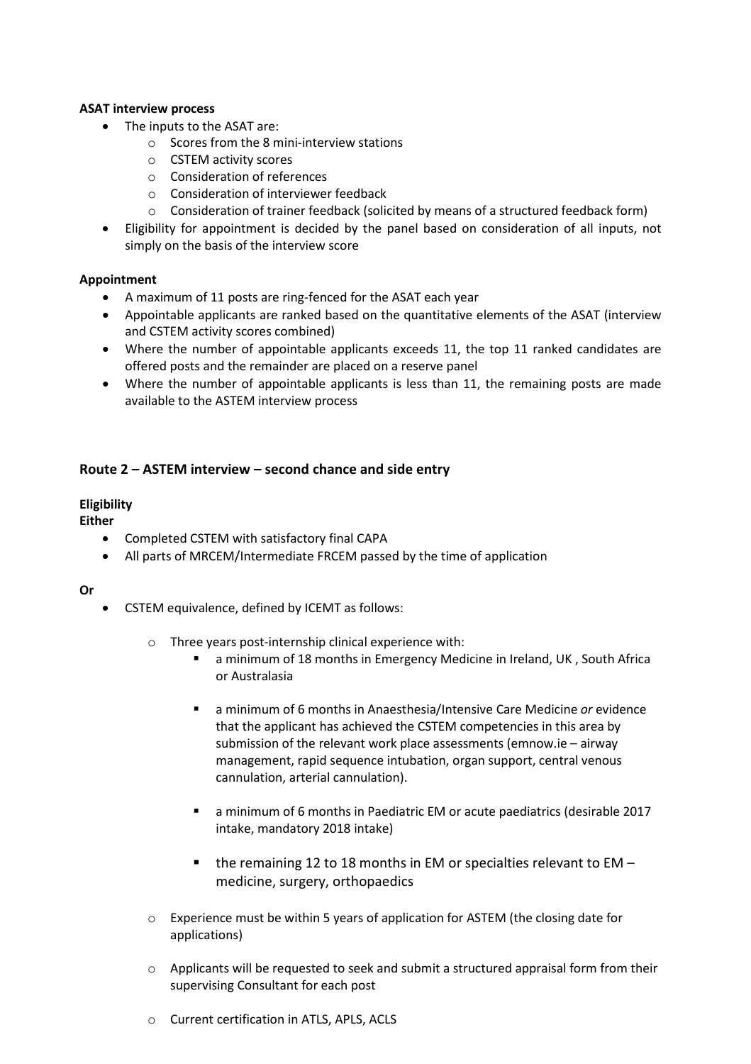**ASAT interview process**

- The inputs to the ASAT are:
    - Scores from the 8 mini-interview stations
    - CSTEM activity scores
    - Consideration of references
    - Consideration of interviewer feedback
    - Consideration of trainer feedback (solicited by means of a structured feedback form)
- Eligibility for appointment is decided by the panel based on consideration of all inputs, not simply on the basis of the interview score

**Appointment**

- A maximum of 11 posts are ring-fenced for the ASAT each year
- Appointable applicants are ranked based on the quantitative elements of the ASAT (interview and CSTEM activity scores combined)
- Where the number of appointable applicants exceeds 11, the top 11 ranked candidates are offered posts and the remainder are placed on a reserve panel
- Where the number of appointable applicants is less than 11, the remaining posts are made available to the ASTEM interview process

## Route 2 – ASTEM interview – second chance and side entry

**Eligibility**

**Either**

- Completed CSTEM with satisfactory final CAPA
- All parts of MRCEM/Intermediate FRCEM passed by the time of application

**Or**

- CSTEM equivalence, defined by ICEMT as follows:
    - Three years post-internship clinical experience with:
        - a minimum of 18 months in Emergency Medicine in Ireland, UK , South Africa or Australasia
        - a minimum of 6 months in Anaesthesia/Intensive Care Medicine *or* evidence that the applicant has achieved the CSTEM competencies in this area by submission of the relevant work place assessments (emnow.ie – airway management, rapid sequence intubation, organ support, central venous cannulation, arterial cannulation).
        - a minimum of 6 months in Paediatric EM or acute paediatrics (desirable 2017 intake, mandatory 2018 intake)
        - the remaining 12 to 18 months in EM or specialties relevant to EM – medicine, surgery, orthopaedics
    - Experience must be within 5 years of application for ASTEM (the closing date for applications)
    - Applicants will be requested to seek and submit a structured appraisal form from their supervising Consultant for each post
    - Current certification in ATLS, APLS, ACLS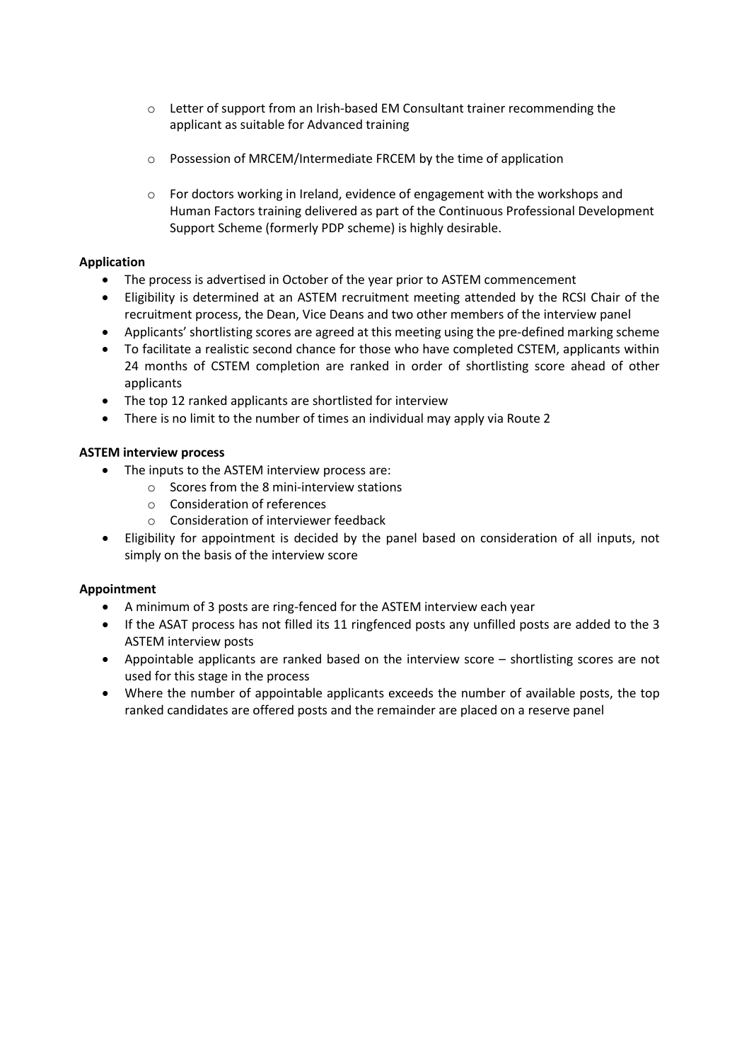- Letter of support from an Irish-based EM Consultant trainer recommending the applicant as suitable for Advanced training
  - Possession of MRCEM/Intermediate FRCEM by the time of application
  - For doctors working in Ireland, evidence of engagement with the workshops and Human Factors training delivered as part of the Continuous Professional Development Support Scheme (formerly PDP scheme) is highly desirable.

**Application**

- The process is advertised in October of the year prior to ASTEM commencement
- Eligibility is determined at an ASTEM recruitment meeting attended by the RCSI Chair of the recruitment process, the Dean, Vice Deans and two other members of the interview panel
- Applicants' shortlisting scores are agreed at this meeting using the pre-defined marking scheme
- To facilitate a realistic second chance for those who have completed CSTEM, applicants within 24 months of CSTEM completion are ranked in order of shortlisting score ahead of other applicants
- The top 12 ranked applicants are shortlisted for interview
- There is no limit to the number of times an individual may apply via Route 2

**ASTEM interview process**

- The inputs to the ASTEM interview process are:
  - Scores from the 8 mini-interview stations
  - Consideration of references
  - Consideration of interviewer feedback
- Eligibility for appointment is decided by the panel based on consideration of all inputs, not simply on the basis of the interview score

**Appointment**

- A minimum of 3 posts are ring-fenced for the ASTEM interview each year
- If the ASAT process has not filled its 11 ringfenced posts any unfilled posts are added to the 3 ASTEM interview posts
- Appointable applicants are ranked based on the interview score – shortlisting scores are not used for this stage in the process
- Where the number of appointable applicants exceeds the number of available posts, the top ranked candidates are offered posts and the remainder are placed on a reserve panel